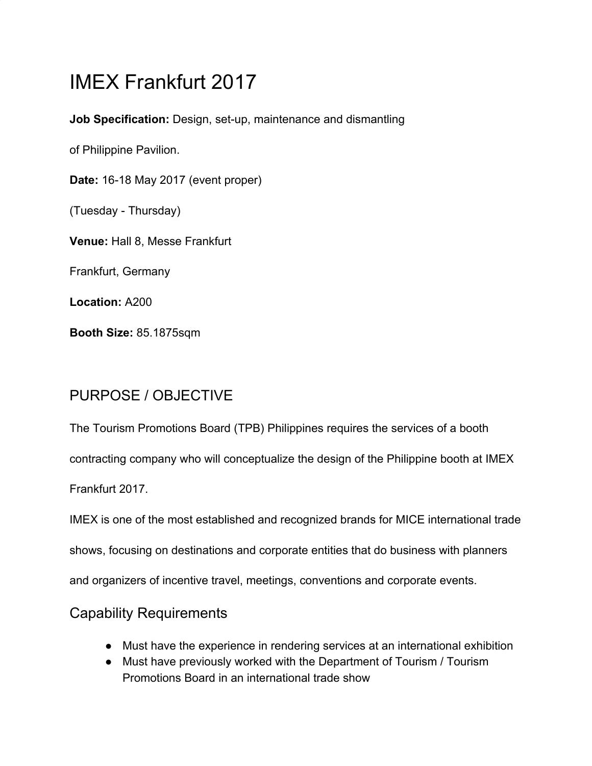# IMEX Frankfurt 2017

**Job Specification:** Design, set-up, maintenance and dismantling of Philippine Pavilion.

**Date:** 16-18 May 2017 (event proper)

(Tuesday - Thursday)

**Venue:** Hall 8, Messe Frankfurt

Frankfurt, Germany

**Location:** A200

**Booth Size:** 85.1875sqm

## PURPOSE / OBJECTIVE

The Tourism Promotions Board (TPB) Philippines requires the services of a booth contracting company who will conceptualize the design of the Philippine booth at IMEX Frankfurt 2017.

IMEX is one of the most established and recognized brands for MICE international trade shows, focusing on destinations and corporate entities that do business with planners and organizers of incentive travel, meetings, conventions and corporate events.

### Capability Requirements

- Must have the experience in rendering services at an international exhibition
- Must have previously worked with the Department of Tourism / Tourism Promotions Board in an international trade show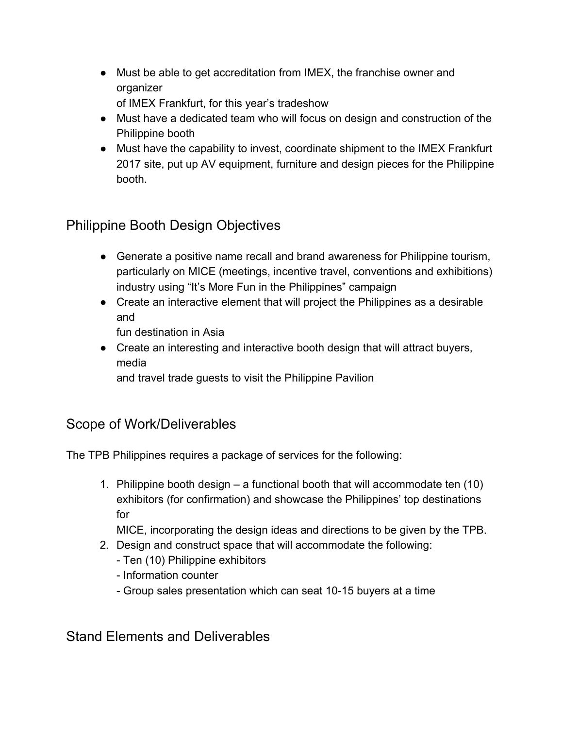- Must be able to get accreditation from IMEX, the franchise owner and organizer of IMEX Frankfurt, for this year's tradeshow
- Must have a dedicated team who will focus on design and construction of the Philippine booth
- Must have the capability to invest, coordinate shipment to the IMEX Frankfurt 2017 site, put up AV equipment, furniture and design pieces for the Philippine booth.

## Philippine Booth Design Objectives

- Generate a positive name recall and brand awareness for Philippine tourism, particularly on MICE (meetings, incentive travel, conventions and exhibitions) industry using "It's More Fun in the Philippines" campaign
- Create an interactive element that will project the Philippines as a desirable and fun destination in Asia
- Create an interesting and interactive booth design that will attract buyers, media and travel trade guests to visit the Philippine Pavilion

## Scope of Work/Deliverables

The TPB Philippines requires a package of services for the following:

1. Philippine booth design – a functional booth that will accommodate ten (10) exhibitors (for confirmation) and showcase the Philippines' top destinations for MICE, incorporating the design ideas and directions to be given by the TPB.
2. Design and construct space that will accommodate the following:
   - Ten (10) Philippine exhibitors
   - Information counter
   - Group sales presentation which can seat 10-15 buyers at a time

## Stand Elements and Deliverables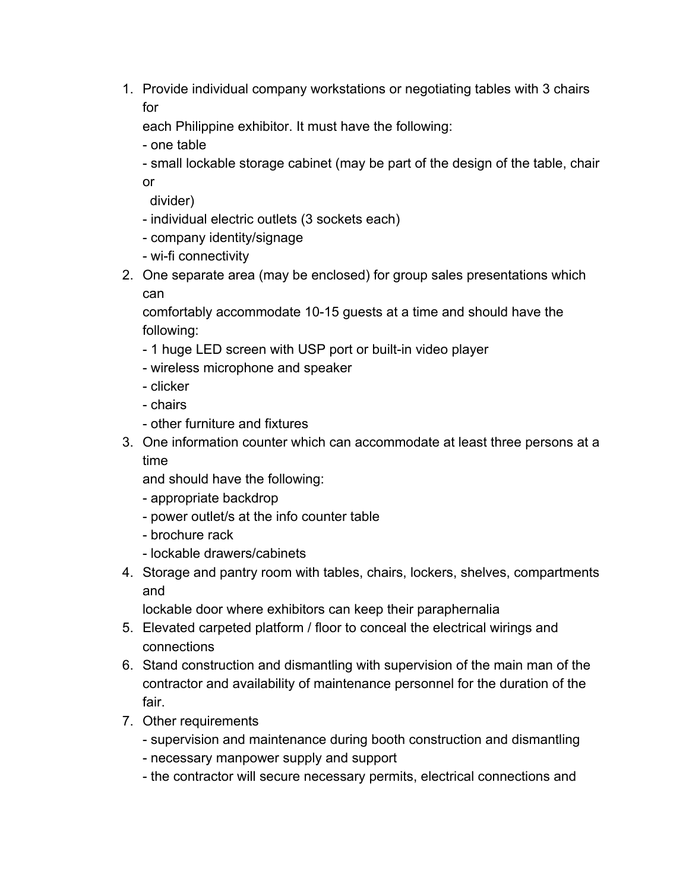1. Provide individual company workstations or negotiating tables with 3 chairs for each Philippine exhibitor. It must have the following:
   - one table
   - small lockable storage cabinet (may be part of the design of the table, chair or divider)
   - individual electric outlets (3 sockets each)
   - company identity/signage
   - wi-fi connectivity
2. One separate area (may be enclosed) for group sales presentations which can comfortably accommodate 10-15 guests at a time and should have the following:
   - 1 huge LED screen with USP port or built-in video player
   - wireless microphone and speaker
   - clicker
   - chairs
   - other furniture and fixtures
3. One information counter which can accommodate at least three persons at a time and should have the following:
   - appropriate backdrop
   - power outlet/s at the info counter table
   - brochure rack
   - lockable drawers/cabinets
4. Storage and pantry room with tables, chairs, lockers, shelves, compartments and lockable door where exhibitors can keep their paraphernalia
5. Elevated carpeted platform / floor to conceal the electrical wirings and connections
6. Stand construction and dismantling with supervision of the main man of the contractor and availability of maintenance personnel for the duration of the fair.
7. Other requirements
   - supervision and maintenance during booth construction and dismantling
   - necessary manpower supply and support
   - the contractor will secure necessary permits, electrical connections and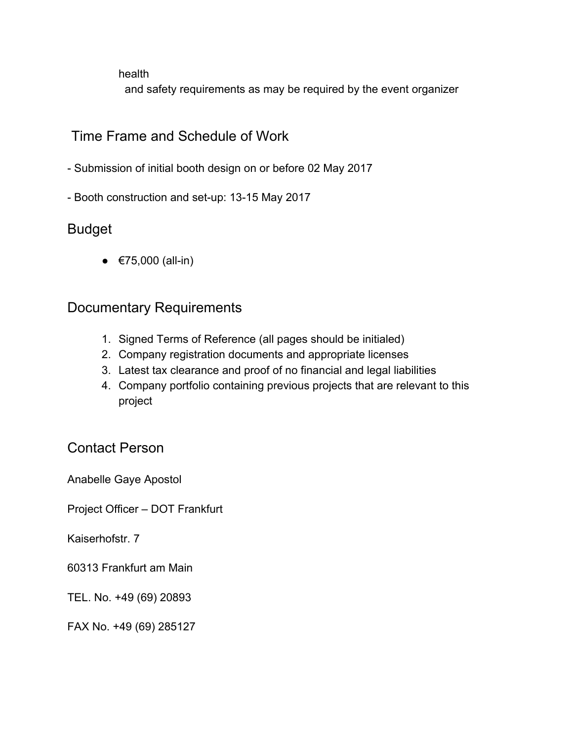health
and safety requirements as may be required by the event organizer

## Time Frame and Schedule of Work

- Submission of initial booth design on or before 02 May 2017

- Booth construction and set-up: 13-15 May 2017

## Budget

- €75,000 (all-in)

## Documentary Requirements

1. Signed Terms of Reference (all pages should be initialed)
2. Company registration documents and appropriate licenses
3. Latest tax clearance and proof of no financial and legal liabilities
4. Company portfolio containing previous projects that are relevant to this project

## Contact Person

Anabelle Gaye Apostol

Project Officer – DOT Frankfurt

Kaiserhofstr. 7

60313 Frankfurt am Main

TEL. No. +49 (69) 20893

FAX No. +49 (69) 285127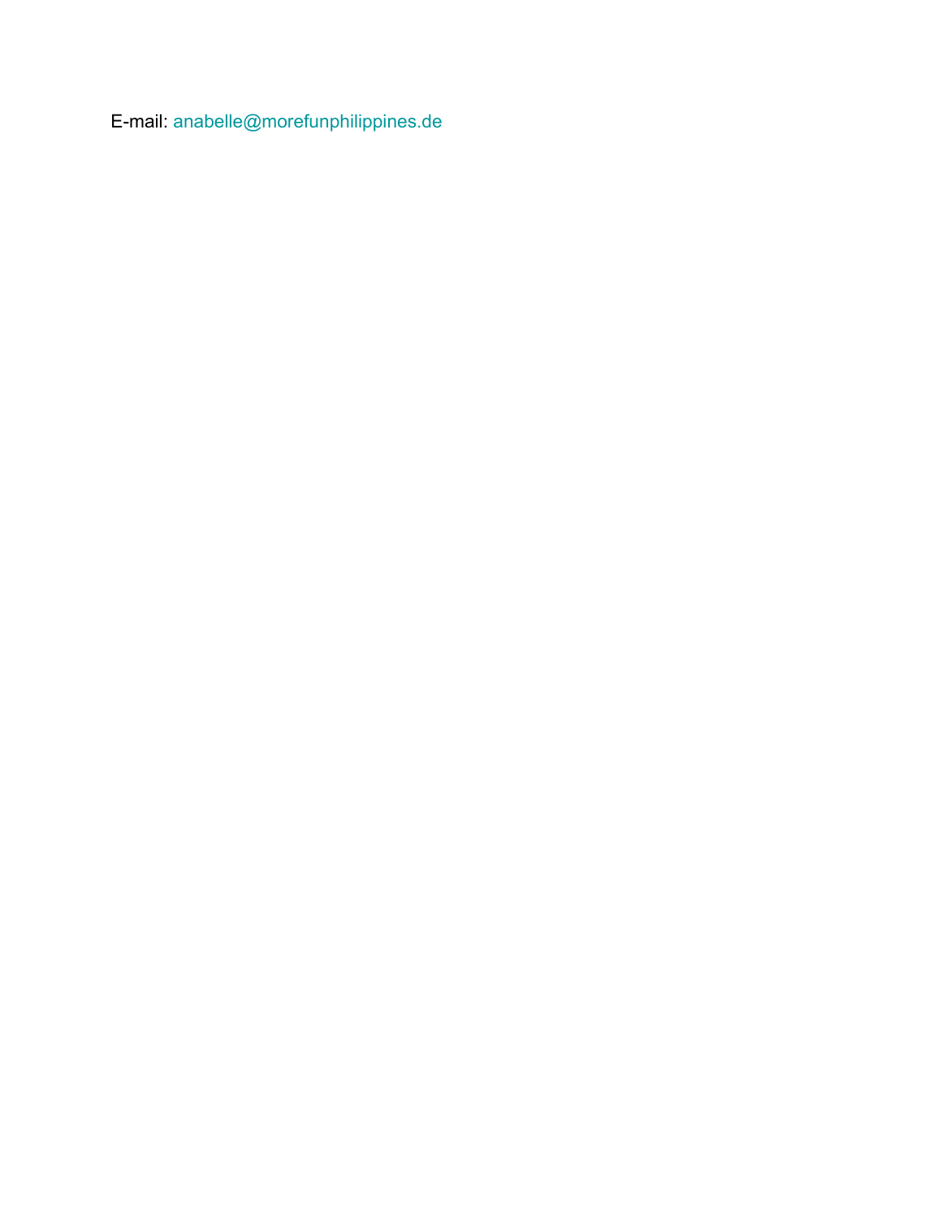E-mail: anabelle@morefunphilippines.de